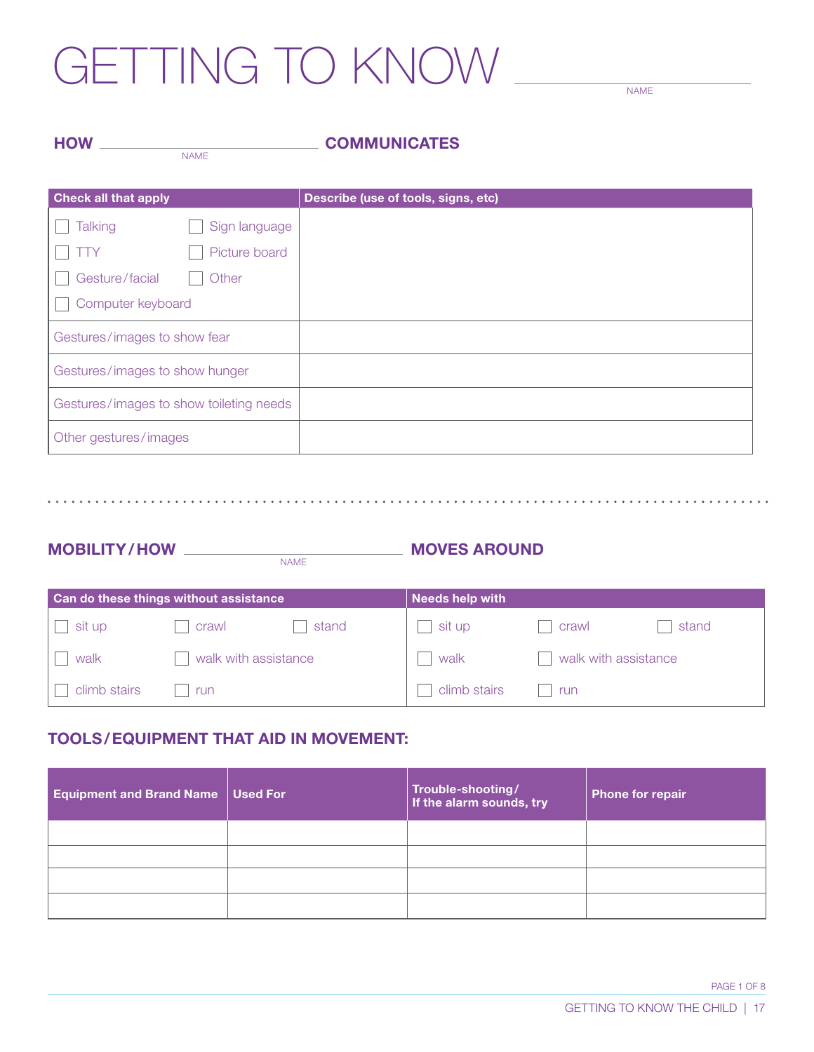# GETTING TO KNOW ______________________
NAME

## HOW ______________________ COMMUNICATES
NAME

| Check all that apply | Describe (use of tools, signs, etc) |
|---|---|
| ☐ Talking ☐ Sign language<br>☐ TTY ☐ Picture board<br>☐ Gesture/facial ☐ Other<br>☐ Computer keyboard | |
| Gestures/images to show fear | |
| Gestures/images to show hunger | |
| Gestures/images to show toileting needs | |
| Other gestures/images | |

## MOBILITY/HOW ______________________ MOVES AROUND
NAME

| Can do these things without assistance | | | Needs help with | | |
|---|---|---|---|---|---|
| ☐ sit up | ☐ crawl | ☐ stand | ☐ sit up | ☐ crawl | ☐ stand |
| ☐ walk | ☐ walk with assistance | | ☐ walk | ☐ walk with assistance | |
| ☐ climb stairs | ☐ run | | ☐ climb stairs | ☐ run | |

## TOOLS/EQUIPMENT THAT AID IN MOVEMENT:

| Equipment and Brand Name | Used For | Trouble-shooting/ If the alarm sounds, try | Phone for repair |
|---|---|---|---|
| | | | |
| | | | |
| | | | |
| | | | |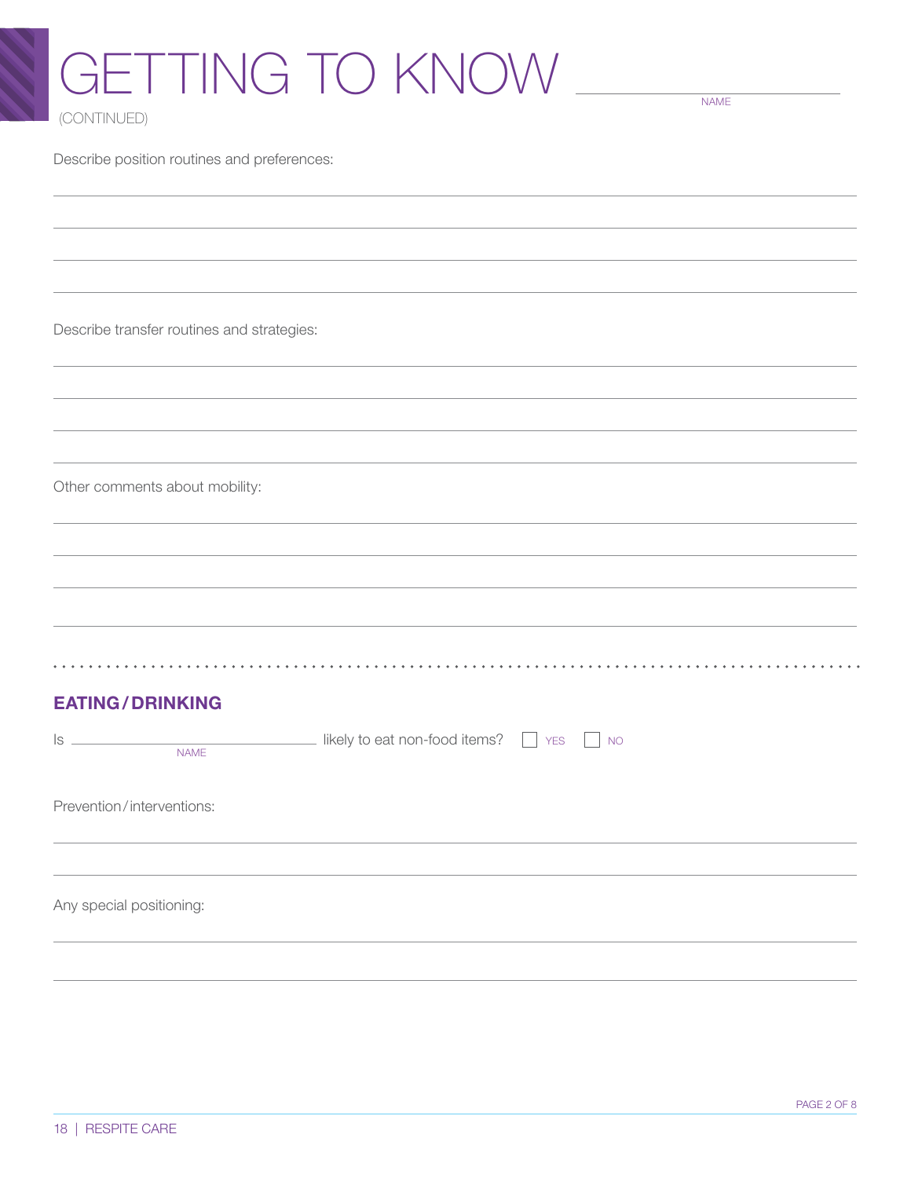# GETTING TO KNOW \_\_\_\_\_\_\_\_\_\_\_\_\_\_\_\_\_\_\_\_
NAME

(CONTINUED)

Describe position routines and preferences:

Describe transfer routines and strategies:

Other comments about mobility:

## EATING / DRINKING

Is \_\_\_\_\_\_\_\_\_\_\_\_\_\_\_\_\_\_\_\_ (NAME) likely to eat non-food items? ☐ YES ☐ NO

Prevention / interventions:

Any special positioning: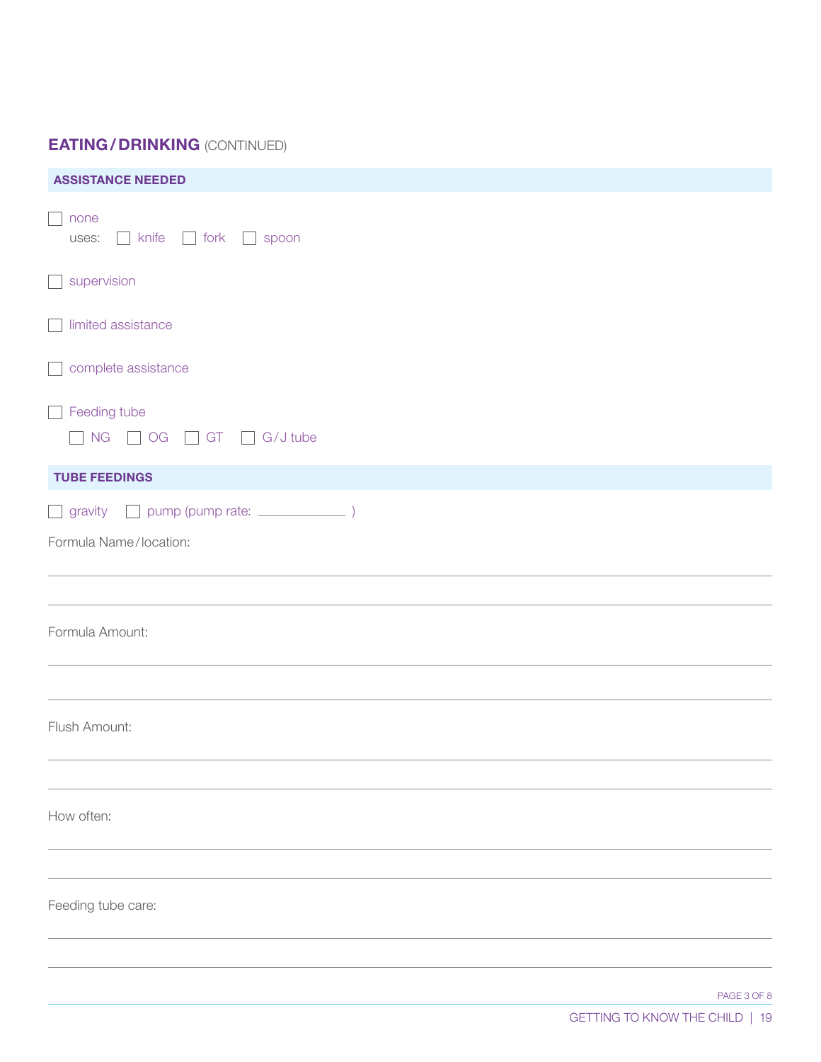## EATING / DRINKING (CONTINUED)

### ASSISTANCE NEEDED

- [ ] none
  uses: [ ] knife [ ] fork [ ] spoon

- [ ] supervision

- [ ] limited assistance

- [ ] complete assistance

- [ ] Feeding tube
  [ ] NG [ ] OG [ ] GT [ ] G/J tube

### TUBE FEEDINGS

[ ] gravity [ ] pump (pump rate: ____________ )

Formula Name/location:

______________________________________________

______________________________________________

Formula Amount:

______________________________________________

______________________________________________

Flush Amount:

______________________________________________

______________________________________________

How often:

______________________________________________

______________________________________________

Feeding tube care:

______________________________________________

______________________________________________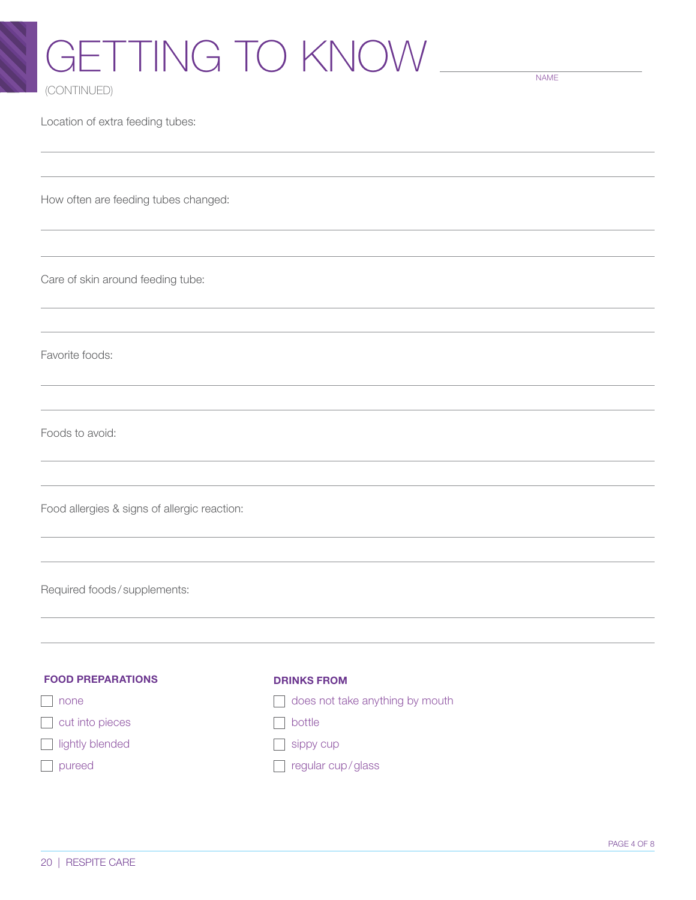# GETTING TO KNOW ____________________

NAME

(CONTINUED)

Location of extra feeding tubes:

How often are feeding tubes changed:

Care of skin around feeding tube:

Favorite foods:

Foods to avoid:

Food allergies & signs of allergic reaction:

Required foods / supplements:

**FOOD PREPARATIONS**

- [ ] none
- [ ] cut into pieces
- [ ] lightly blended
- [ ] pureed

**DRINKS FROM**

- [ ] does not take anything by mouth
- [ ] bottle
- [ ] sippy cup
- [ ] regular cup / glass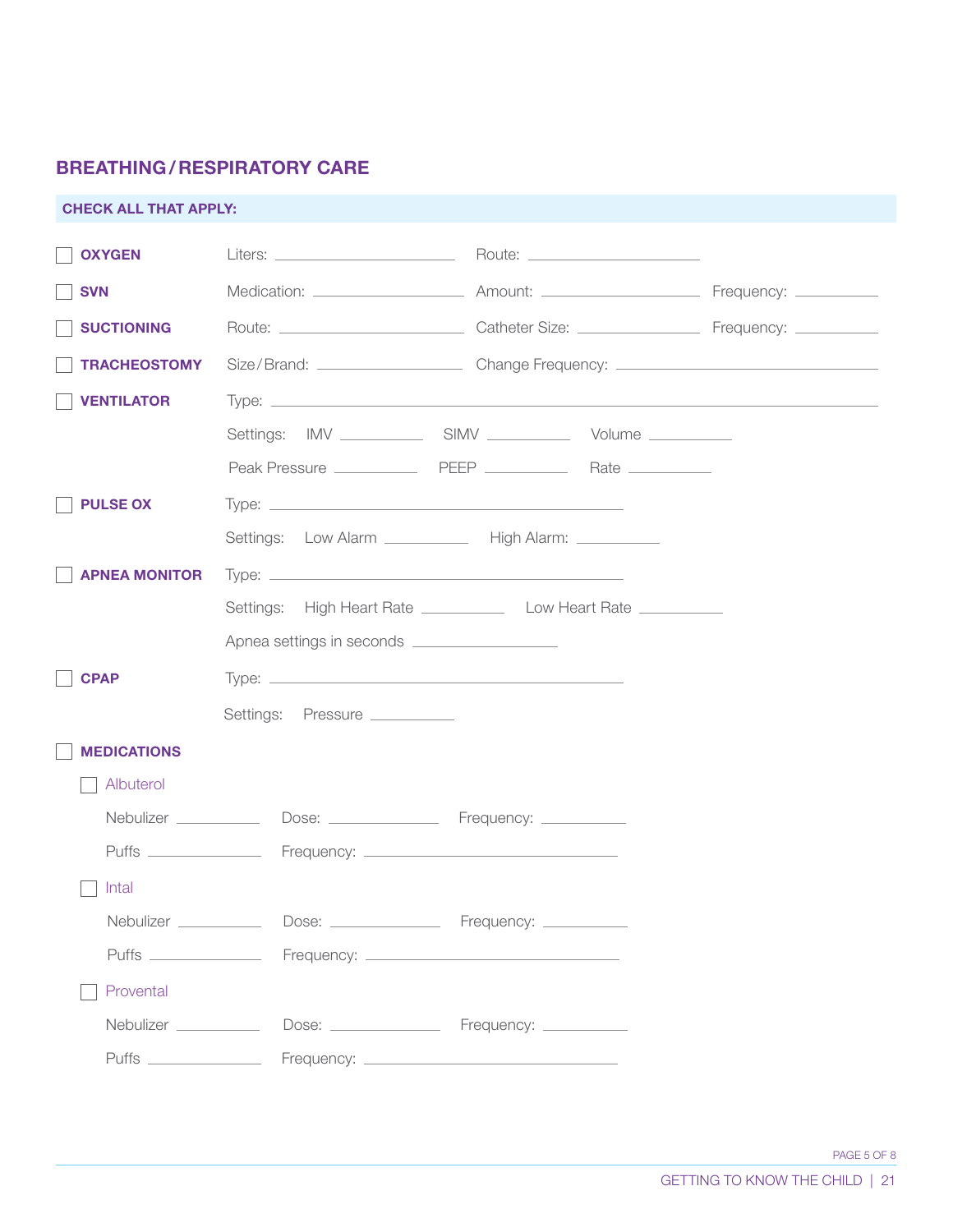## BREATHING / RESPIRATORY CARE

**CHECK ALL THAT APPLY:**

- [ ] **OXYGEN** — Liters: __________ Route: __________
- [ ] **SVN** — Medication: __________ Amount: __________ Frequency: __________
- [ ] **SUCTIONING** — Route: __________ Catheter Size: __________ Frequency: __________
- [ ] **TRACHEOSTOMY** — Size / Brand: __________ Change Frequency: __________
- [ ] **VENTILATOR** — Type: __________
  - Settings: IMV __________ SIMV __________ Volume __________
  - Peak Pressure __________ PEEP __________ Rate __________
- [ ] **PULSE OX** — Type: __________
  - Settings: Low Alarm __________ High Alarm: __________
- [ ] **APNEA MONITOR** — Type: __________
  - Settings: High Heart Rate __________ Low Heart Rate __________
  - Apnea settings in seconds __________
- [ ] **CPAP** — Type: __________
  - Settings: Pressure __________
- [ ] **MEDICATIONS**
  - [ ] Albuterol
    - Nebulizer __________ Dose: __________ Frequency: __________
    - Puffs __________ Frequency: __________
  - [ ] Intal
    - Nebulizer __________ Dose: __________ Frequency: __________
    - Puffs __________ Frequency: __________
  - [ ] Provental
    - Nebulizer __________ Dose: __________ Frequency: __________
    - Puffs __________ Frequency: __________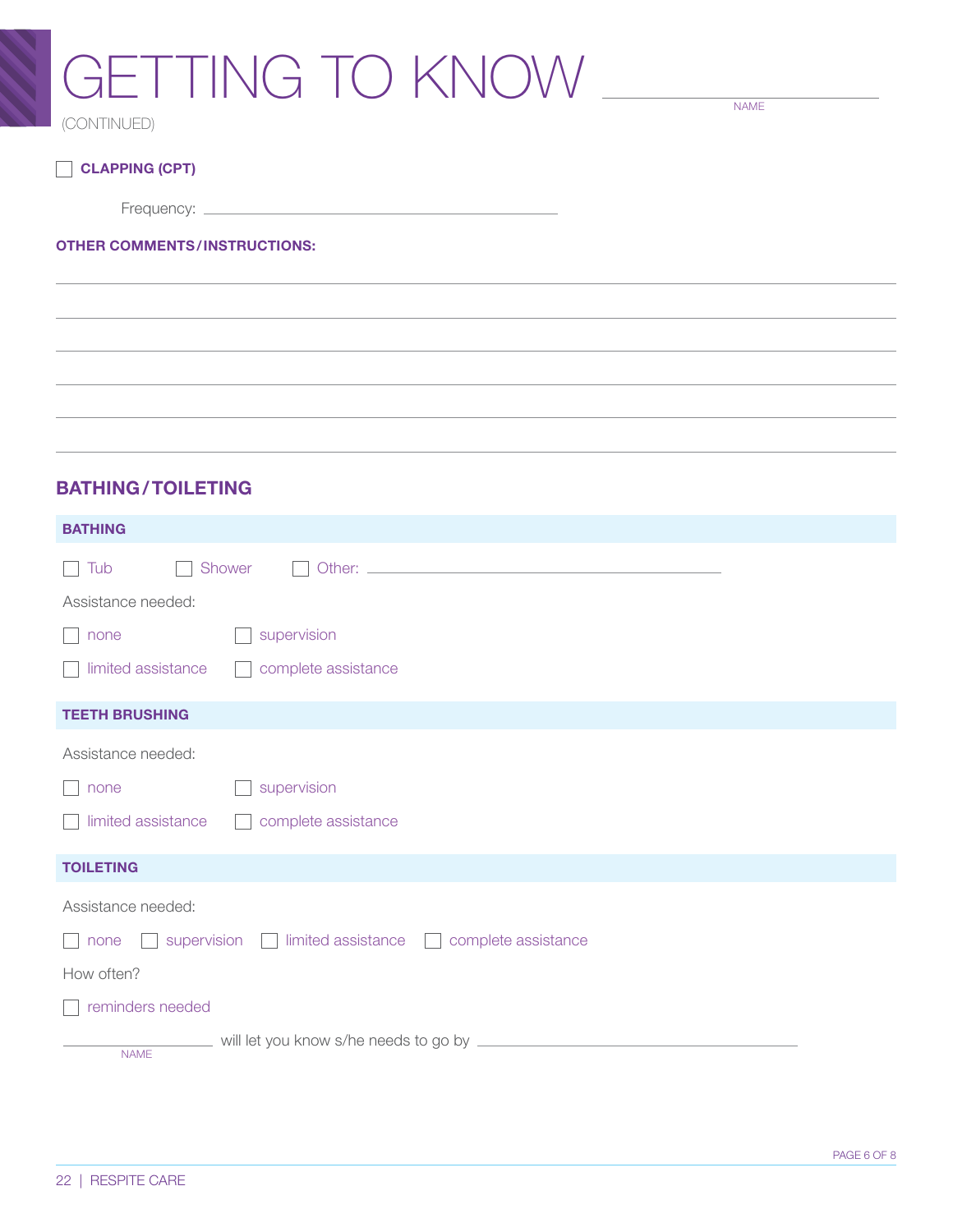# GETTING TO KNOW ____________________
NAME

(CONTINUED)

☐ **CLAPPING (CPT)**

Frequency: ____________________

**OTHER COMMENTS / INSTRUCTIONS:**

______________________________________________________________________

______________________________________________________________________

______________________________________________________________________

______________________________________________________________________

______________________________________________________________________

______________________________________________________________________

## BATHING / TOILETING

### BATHING

☐ Tub ☐ Shower ☐ Other: ____________________

Assistance needed:

☐ none ☐ supervision

☐ limited assistance ☐ complete assistance

### TEETH BRUSHING

Assistance needed:

☐ none ☐ supervision

☐ limited assistance ☐ complete assistance

### TOILETING

Assistance needed:

☐ none ☐ supervision ☐ limited assistance ☐ complete assistance

How often?

☐ reminders needed

____________________ will let you know s/he needs to go by ____________________
NAME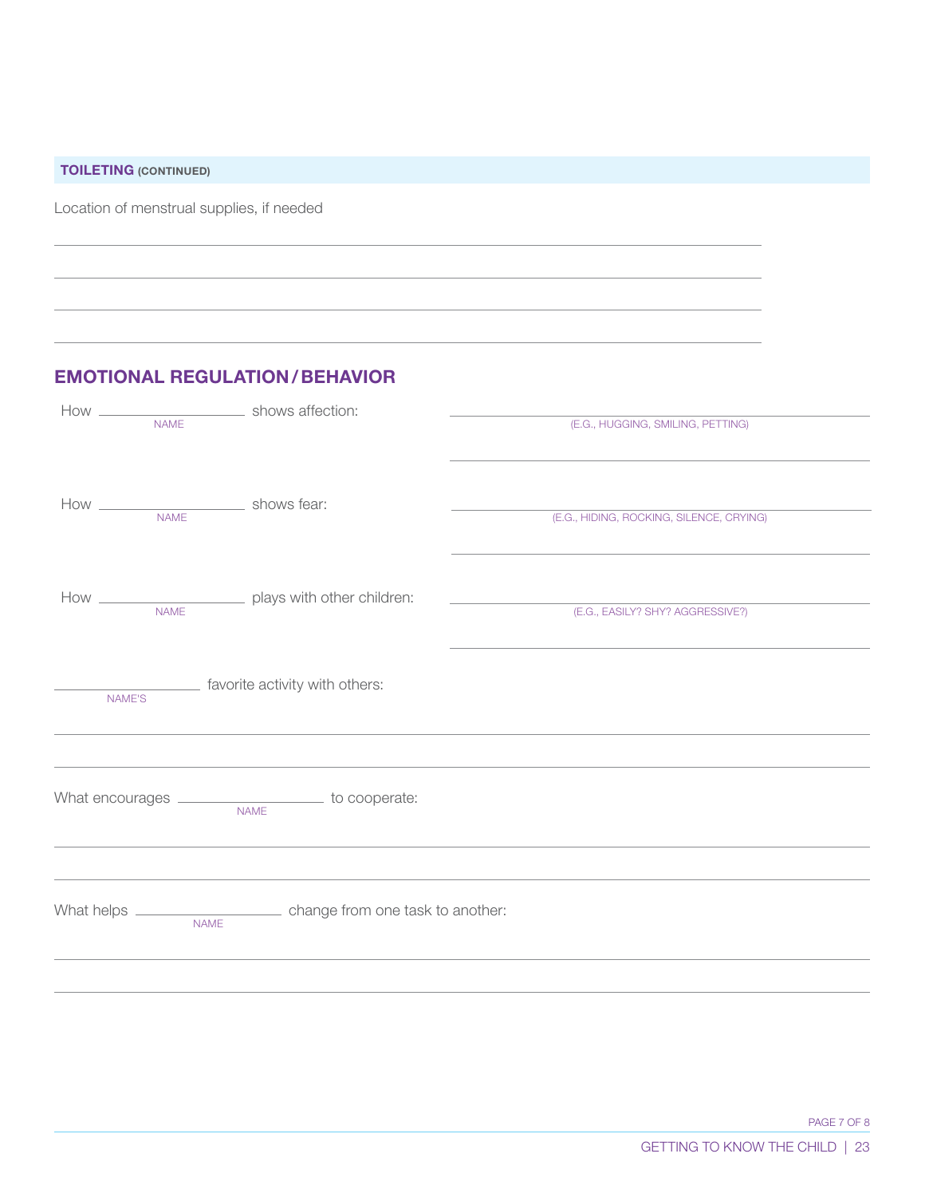**TOILETING (CONTINUED)**

Location of menstrual supplies, if needed

________________________________________________

________________________________________________

________________________________________________

________________________________________________

## EMOTIONAL REGULATION / BEHAVIOR

How ____________ shows affection: ________________________________
NAME (E.G., HUGGING, SMILING, PETTING)

________________________________

How ____________ shows fear: ________________________________
NAME (E.G., HIDING, ROCKING, SILENCE, CRYING)

________________________________

How ____________ plays with other children: ________________________________
NAME (E.G., EASILY? SHY? AGGRESSIVE?)

________________________________

____________ favorite activity with others:
NAME'S

________________________________________________

________________________________________________

What encourages ____________ to cooperate:
NAME

________________________________________________

________________________________________________

What helps ____________ change from one task to another:
NAME

________________________________________________

________________________________________________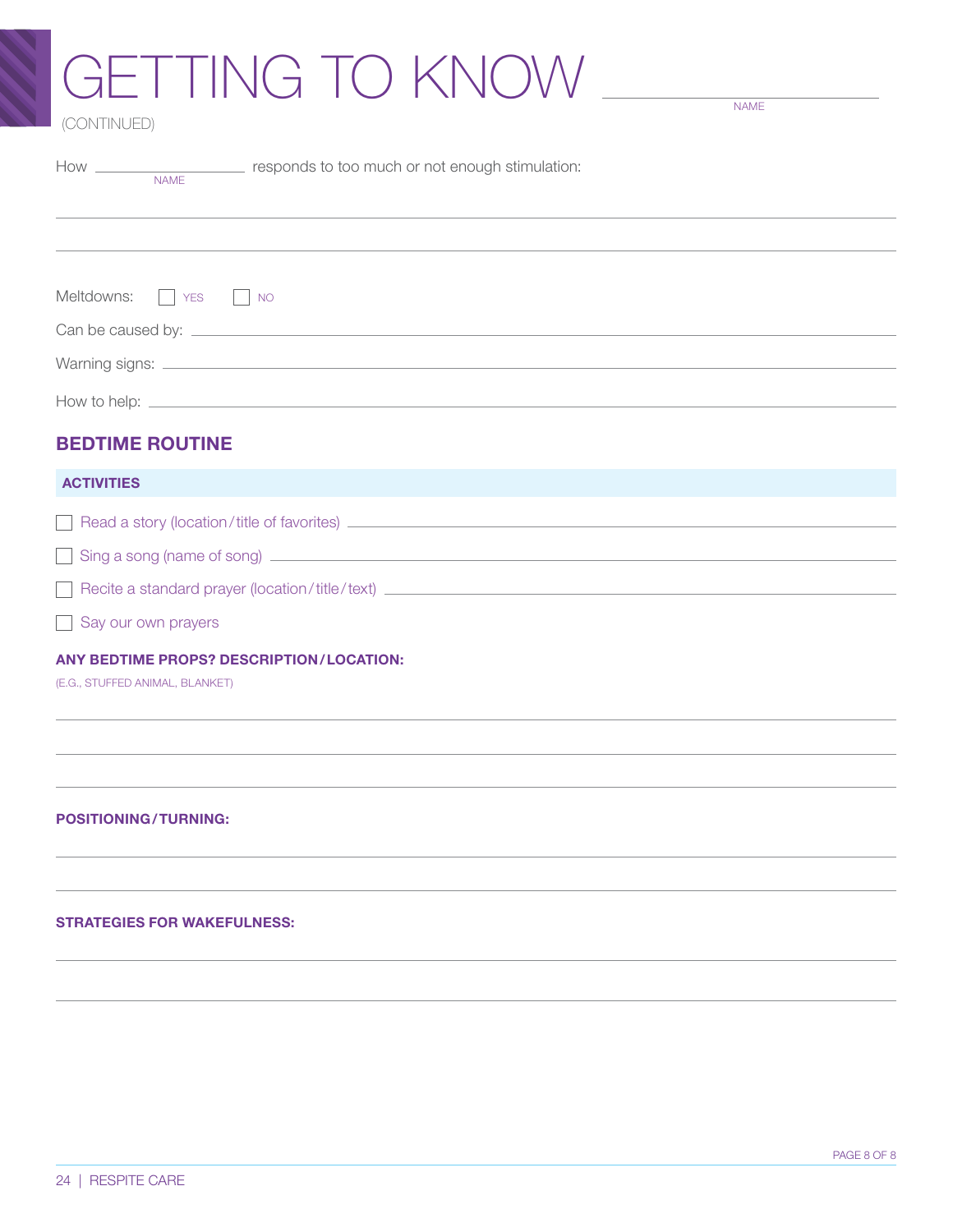# GETTING TO KNOW ____________________
NAME

(CONTINUED)

How ____________________ responds to too much or not enough stimulation:
NAME

Meltdowns: ☐ YES ☐ NO

Can be caused by:

Warning signs:

How to help:

## BEDTIME ROUTINE

### ACTIVITIES

- ☐ Read a story (location / title of favorites)
- ☐ Sing a song (name of song)
- ☐ Recite a standard prayer (location / title / text)
- ☐ Say our own prayers

**ANY BEDTIME PROPS? DESCRIPTION / LOCATION:**

(E.G., STUFFED ANIMAL, BLANKET)

**POSITIONING / TURNING:**

**STRATEGIES FOR WAKEFULNESS:**